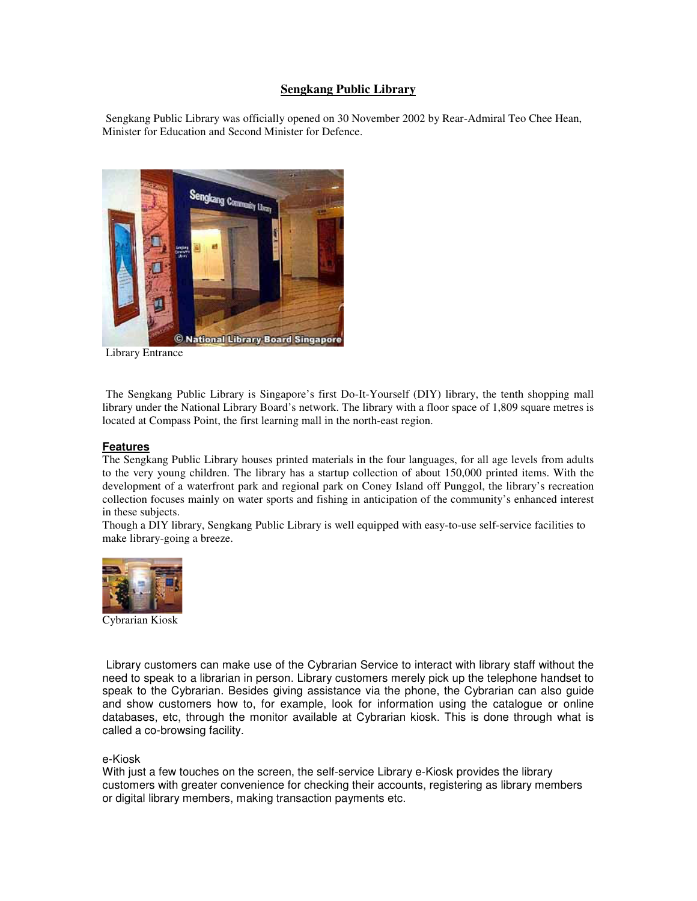# Sengkang Public Library

Sengkang Public Library was officially opened on 30 November 2002 by Rear-Admiral Teo Chee Hean, Minister for Education and Second Minister for Defence.

Library Entrance

The Sengkang Public Library is Singapore's first Do-It-Yourself (DIY) library, the tenth shopping mall library under the National Library Board's network. The library with a floor space of 1,809 square metres is located at Compass Point, the first learning mall in the north-east region.

## Features

The Sengkang Public Library houses printed materials in the four languages, for all age levels from adults to the very young children. The library has a startup collection of about 150,000 printed items. With the development of a waterfront park and regional park on Coney Island off Punggol, the library's recreation collection focuses mainly on water sports and fishing in anticipation of the community's enhanced interest in these subjects.

Though a DIY library, Sengkang Public Library is well equipped with easy-to-use self-service facilities to make library-going a breeze.

Cybrarian Kiosk

Library customers can make use of the Cybrarian Service to interact with library staff without the need to speak to a librarian in person. Library customers merely pick up the telephone handset to speak to the Cybrarian. Besides giving assistance via the phone, the Cybrarian can also guide and show customers how to, for example, look for information using the catalogue or online databases, etc, through the monitor available at Cybrarian kiosk. This is done through what is called a co-browsing facility.

e-Kiosk

With just a few touches on the screen, the self-service Library e-Kiosk provides the library customers with greater convenience for checking their accounts, registering as library members or digital library members, making transaction payments etc.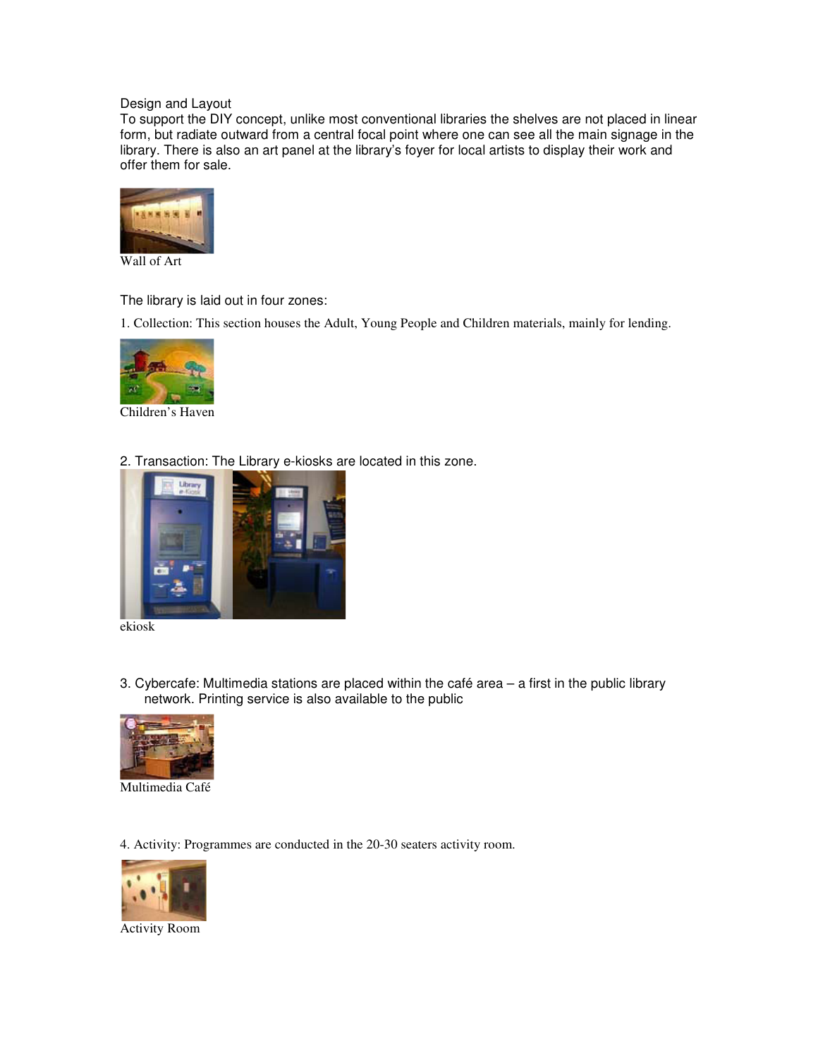Design and Layout

To support the DIY concept, unlike most conventional libraries the shelves are not placed in linear form, but radiate outward from a central focal point where one can see all the main signage in the library. There is also an art panel at the library's foyer for local artists to display their work and offer them for sale.

Wall of Art

The library is laid out in four zones:

1. Collection: This section houses the Adult, Young People and Children materials, mainly for lending.

Children's Haven

2. Transaction: The Library e-kiosks are located in this zone.

ekiosk

3. Cybercafe: Multimedia stations are placed within the café area – a first in the public library network. Printing service is also available to the public

Multimedia Café

4. Activity: Programmes are conducted in the 20-30 seaters activity room.

Activity Room